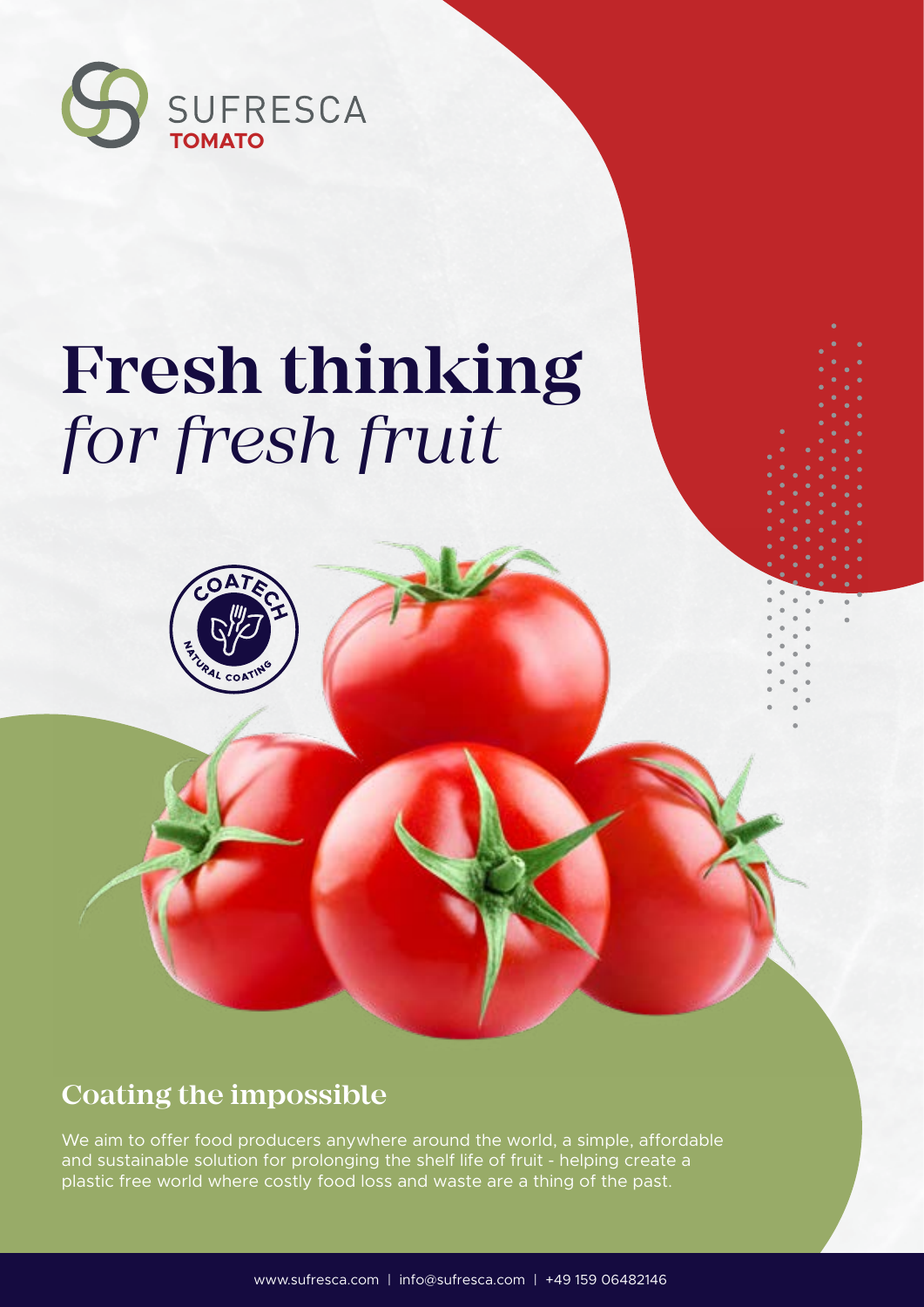SUFRESCA
**TOMATO**

# Fresh thinking *for fresh fruit*

COATECH
NATURAL COATING

## Coating the impossible

We aim to offer food producers anywhere around the world, a simple, affordable and sustainable solution for prolonging the shelf life of fruit - helping create a plastic free world where costly food loss and waste are a thing of the past.

www.sufresca.com | info@sufresca.com | +49 159 06482146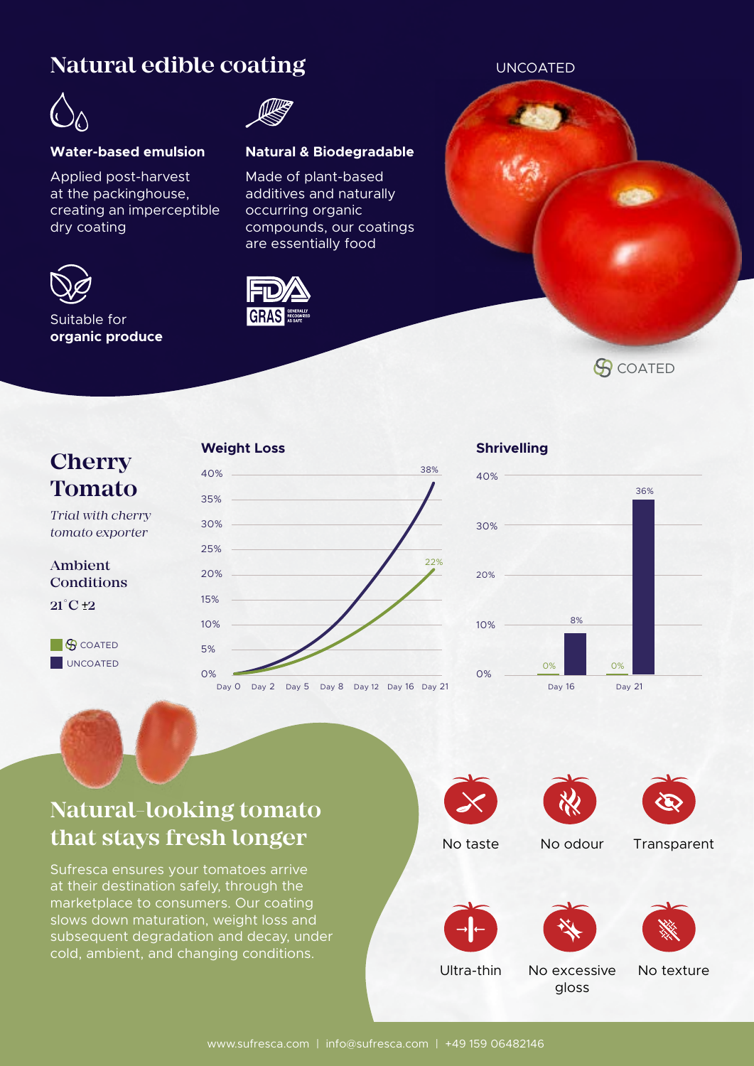# Natural edible coating

### Water-based emulsion

Applied post-harvest at the packinghouse, creating an imperceptible dry coating

### Natural & Biodegradable

Made of plant-based additives and naturally occurring organic compounds, our coatings are essentially food

Suitable for **organic produce**

FDA GRAS GENERALLY RECOGNIZED AS SAFE

UNCOATED

COATED

## Cherry Tomato

*Trial with cherry tomato exporter*

Ambient Conditions

21°C ±2

COATED

UNCOATED

### Weight Loss

| | Day 0 | Day 21 |
|---|---|---|
| Coated | 0% | 22% |
| Uncoated | 0% | 38% |

### Shrivelling

| | Day 16 | Day 21 |
|---|---|---|
| Coated | 0% | 0% |
| Uncoated | 8% | 36% |

## Natural-looking tomato that stays fresh longer

Sufresca ensures your tomatoes arrive at their destination safely, through the marketplace to consumers. Our coating slows down maturation, weight loss and subsequent degradation and decay, under cold, ambient, and changing conditions.

- No taste
- No odour
- Transparent
- Ultra-thin
- No excessive gloss
- No texture

www.sufresca.com | info@sufresca.com | +49 159 06482146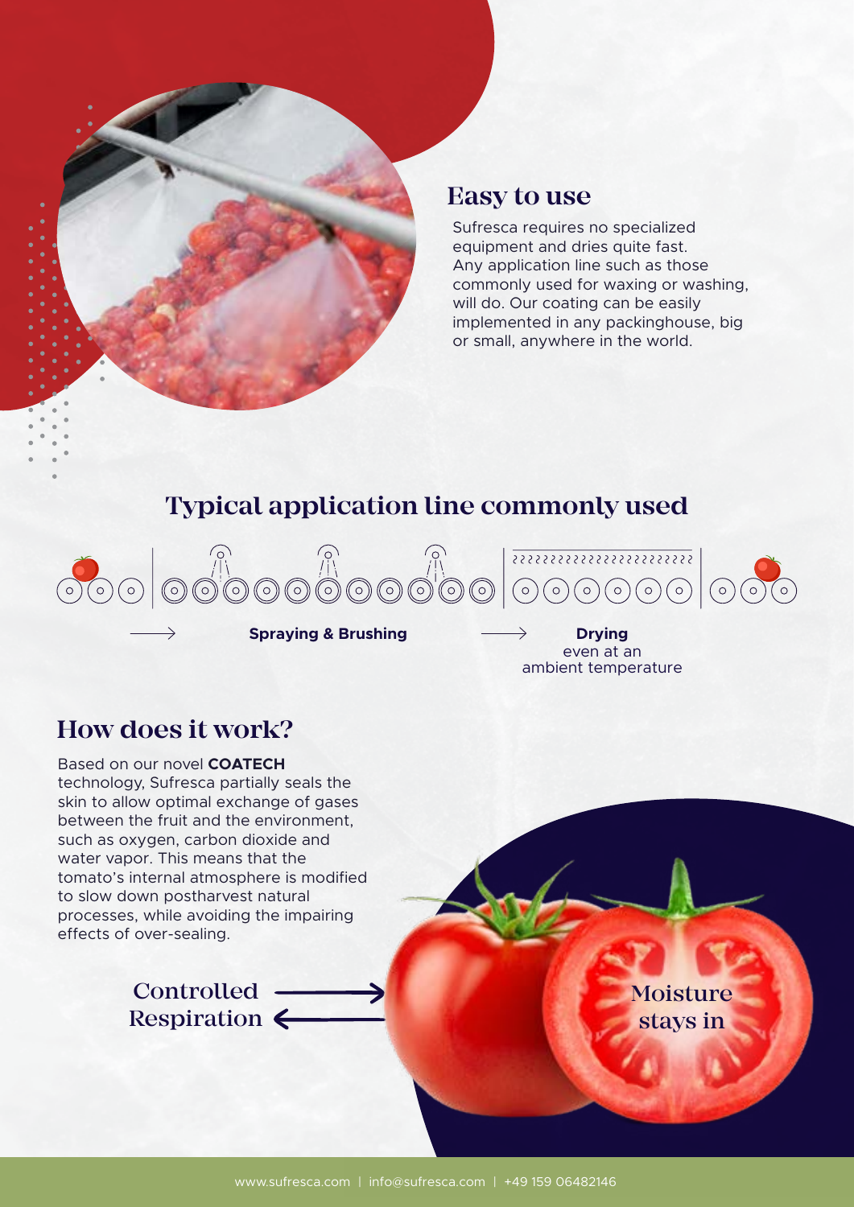## Easy to use

Sufresca requires no specialized equipment and dries quite fast. Any application line such as those commonly used for waxing or washing, will do. Our coating can be easily implemented in any packinghouse, big or small, anywhere in the world.

## Typical application line commonly used

**Spraying & Brushing**

**Drying**
even at an ambient temperature

## How does it work?

Based on our novel **COATECH** technology, Sufresca partially seals the skin to allow optimal exchange of gases between the fruit and the environment, such as oxygen, carbon dioxide and water vapor. This means that the tomato's internal atmosphere is modified to slow down postharvest natural processes, while avoiding the impairing effects of over-sealing.

Controlled Respiration

Moisture stays in

www.sufresca.com | info@sufresca.com | +49 159 06482146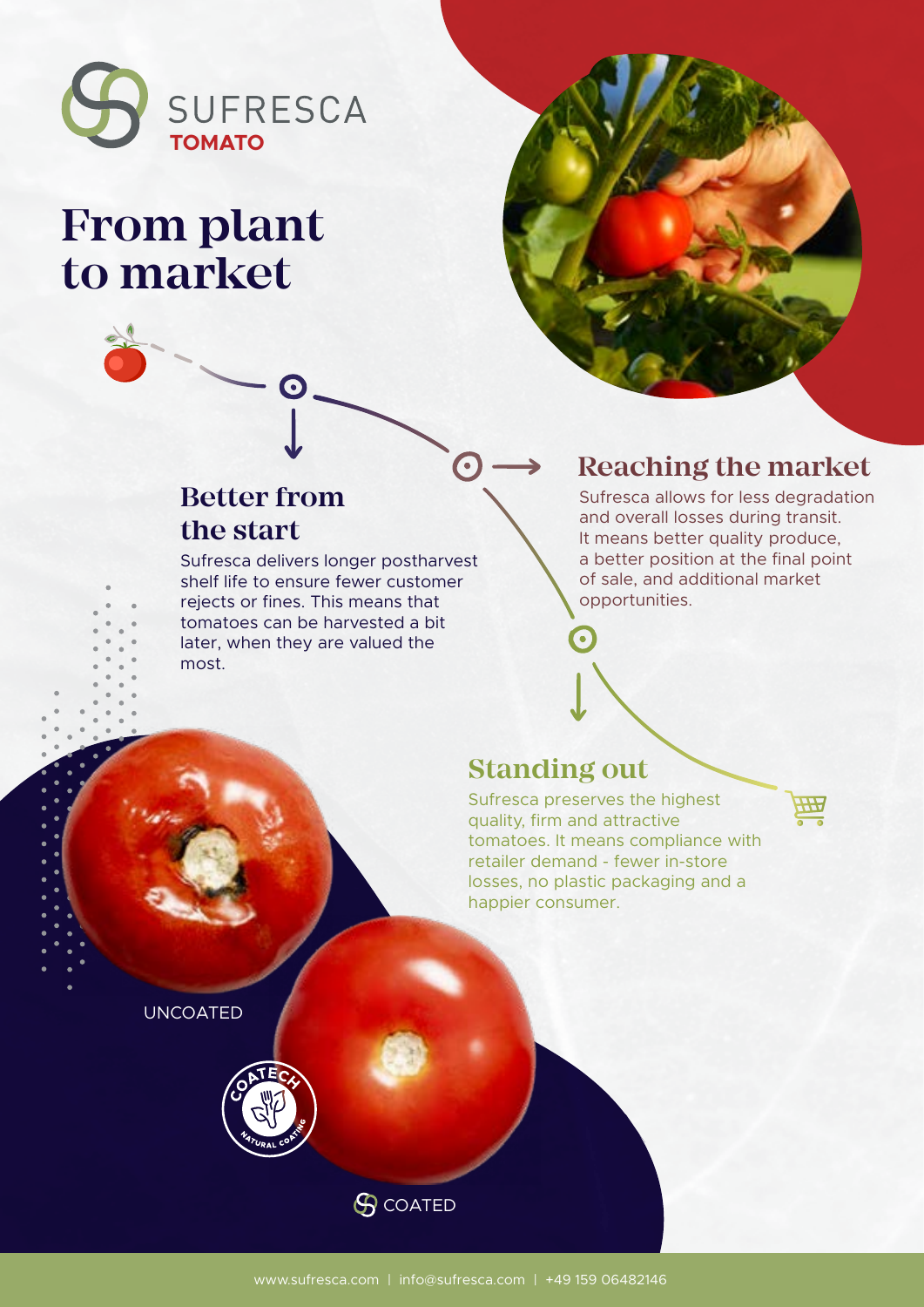SUFRESCA
TOMATO

# From plant to market

## Better from the start

Sufresca delivers longer postharvest shelf life to ensure fewer customer rejects or fines. This means that tomatoes can be harvested a bit later, when they are valued the most.

## Reaching the market

Sufresca allows for less degradation and overall losses during transit. It means better quality produce, a better position at the final point of sale, and additional market opportunities.

## Standing out

Sufresca preserves the highest quality, firm and attractive tomatoes. It means compliance with retailer demand - fewer in-store losses, no plastic packaging and a happier consumer.

UNCOATED

COATECH NATURAL COATING

COATED

www.sufresca.com | info@sufresca.com | +49 159 06482146